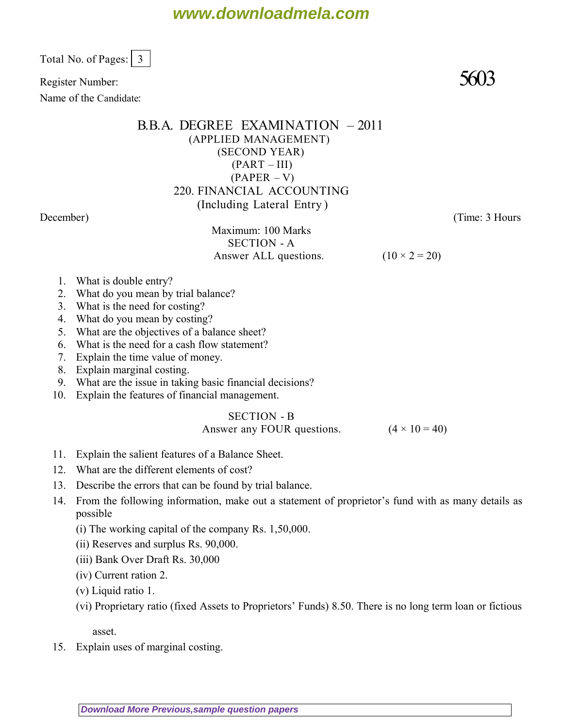Total No. of Pages: 3

Register Number: **5603**

Name of the Candidate:

# B.B.A. DEGREE EXAMINATION – 2011

(APPLIED MANAGEMENT)

(SECOND YEAR)

(PART – III)

(PAPER – V)

## 220. FINANCIAL ACCOUNTING

(Including Lateral Entry)

December) (Time: 3 Hours

Maximum: 100 Marks

### SECTION - A

Answer ALL questions. (10 × 2 = 20)

1. What is double entry?
2. What do you mean by trial balance?
3. What is the need for costing?
4. What do you mean by costing?
5. What are the objectives of a balance sheet?
6. What is the need for a cash flow statement?
7. Explain the time value of money.
8. Explain marginal costing.
9. What are the issue in taking basic financial decisions?
10. Explain the features of financial management.

### SECTION - B

Answer any FOUR questions. (4 × 10 = 40)

11. Explain the salient features of a Balance Sheet.
12. What are the different elements of cost?
13. Describe the errors that can be found by trial balance.
14. From the following information, make out a statement of proprietor's fund with as many details as possible

    (i) The working capital of the company Rs. 1,50,000.

    (ii) Reserves and surplus Rs. 90,000.

    (iii) Bank Over Draft Rs. 30,000

    (iv) Current ration 2.

    (v) Liquid ratio 1.

    (vi) Proprietary ratio (fixed Assets to Proprietors' Funds) 8.50. There is no long term loan or fictious asset.
15. Explain uses of marginal costing.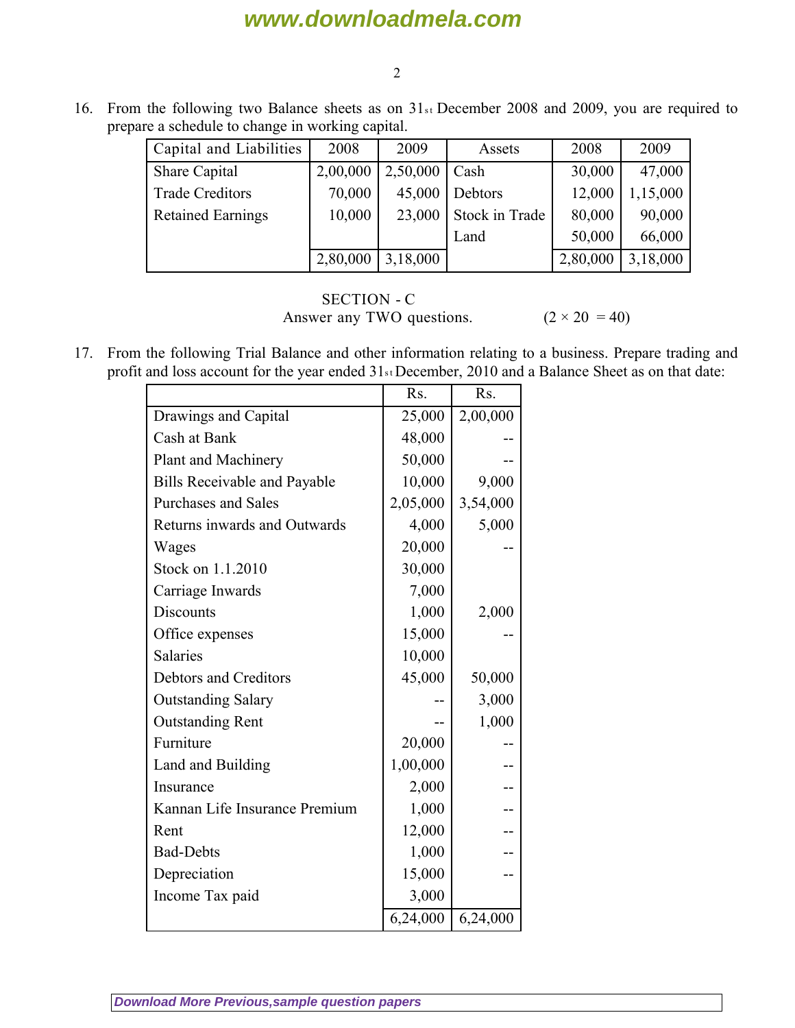16. From the following two Balance sheets as on 31st December 2008 and 2009, you are required to prepare a schedule to change in working capital.

| Capital and Liabilities | 2008 | 2009 | Assets | 2008 | 2009 |
|---|---|---|---|---|---|
| Share Capital | 2,00,000 | 2,50,000 | Cash | 30,000 | 47,000 |
| Trade Creditors | 70,000 | 45,000 | Debtors | 12,000 | 1,15,000 |
| Retained Earnings | 10,000 | 23,000 | Stock in Trade | 80,000 | 90,000 |
| | | | Land | 50,000 | 66,000 |
| | 2,80,000 | 3,18,000 | | 2,80,000 | 3,18,000 |

## SECTION - C

Answer any TWO questions. (2 × 20 = 40)

17. From the following Trial Balance and other information relating to a business. Prepare trading and profit and loss account for the year ended 31st December, 2010 and a Balance Sheet as on that date:

| | Rs. | Rs. |
|---|---|---|
| Drawings and Capital | 25,000 | 2,00,000 |
| Cash at Bank | 48,000 | -- |
| Plant and Machinery | 50,000 | -- |
| Bills Receivable and Payable | 10,000 | 9,000 |
| Purchases and Sales | 2,05,000 | 3,54,000 |
| Returns inwards and Outwards | 4,000 | 5,000 |
| Wages | 20,000 | -- |
| Stock on 1.1.2010 | 30,000 | |
| Carriage Inwards | 7,000 | |
| Discounts | 1,000 | 2,000 |
| Office expenses | 15,000 | -- |
| Salaries | 10,000 | |
| Debtors and Creditors | 45,000 | 50,000 |
| Outstanding Salary | -- | 3,000 |
| Outstanding Rent | -- | 1,000 |
| Furniture | 20,000 | -- |
| Land and Building | 1,00,000 | -- |
| Insurance | 2,000 | -- |
| Kannan Life Insurance Premium | 1,000 | -- |
| Rent | 12,000 | -- |
| Bad-Debts | 1,000 | -- |
| Depreciation | 15,000 | -- |
| Income Tax paid | 3,000 | |
| | 6,24,000 | 6,24,000 |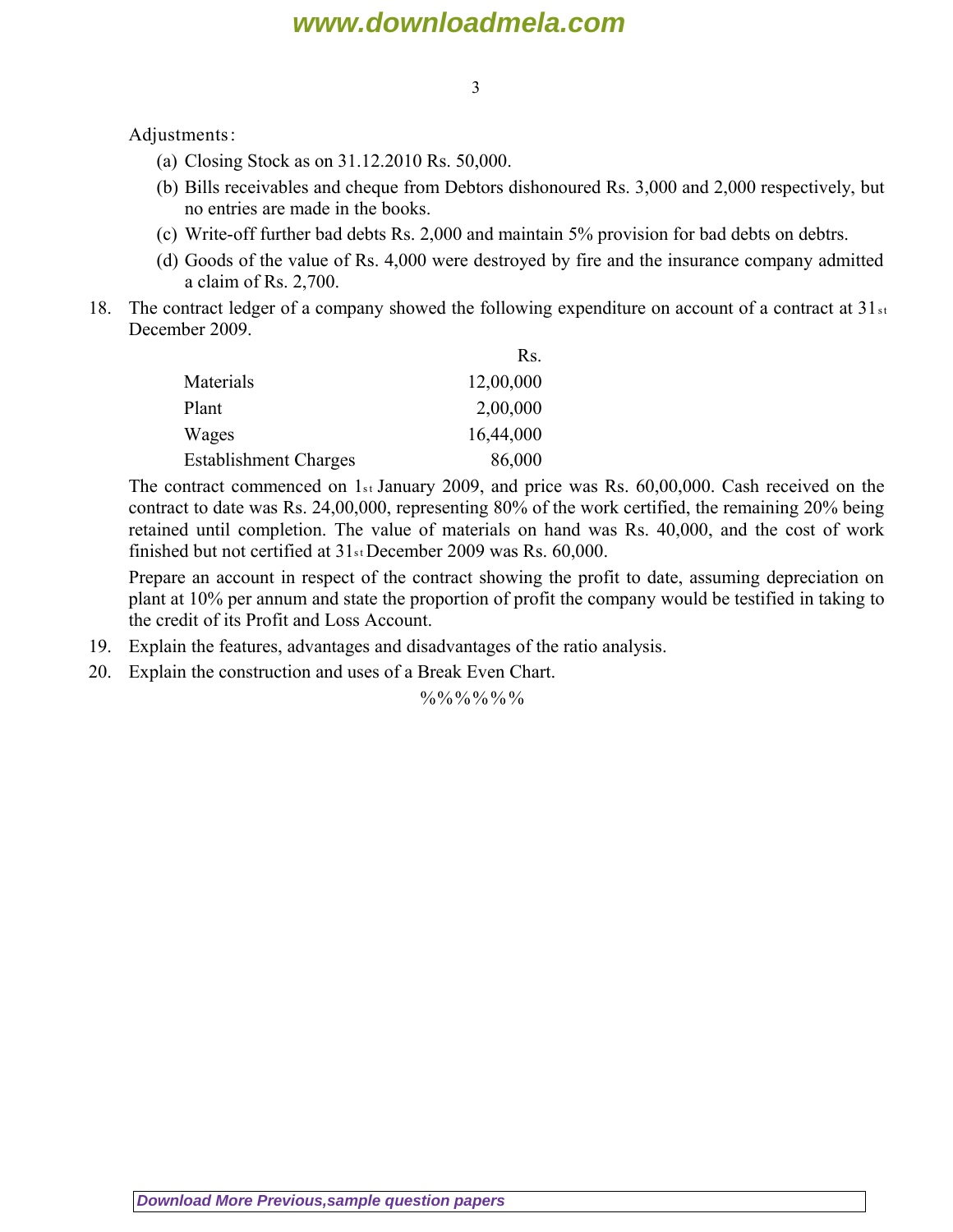Adjustments:

(a) Closing Stock as on 31.12.2010 Rs. 50,000.

(b) Bills receivables and cheque from Debtors dishonoured Rs. 3,000 and 2,000 respectively, but no entries are made in the books.

(c) Write-off further bad debts Rs. 2,000 and maintain 5% provision for bad debts on debtrs.

(d) Goods of the value of Rs. 4,000 were destroyed by fire and the insurance company admitted a claim of Rs. 2,700.

18. The contract ledger of a company showed the following expenditure on account of a contract at 31st December 2009.

| | Rs. |
|---|---|
| Materials | 12,00,000 |
| Plant | 2,00,000 |
| Wages | 16,44,000 |
| Establishment Charges | 86,000 |

The contract commenced on 1st January 2009, and price was Rs. 60,00,000. Cash received on the contract to date was Rs. 24,00,000, representing 80% of the work certified, the remaining 20% being retained until completion. The value of materials on hand was Rs. 40,000, and the cost of work finished but not certified at 31st December 2009 was Rs. 60,000.

Prepare an account in respect of the contract showing the profit to date, assuming depreciation on plant at 10% per annum and state the proportion of profit the company would be testified in taking to the credit of its Profit and Loss Account.

19. Explain the features, advantages and disadvantages of the ratio analysis.

20. Explain the construction and uses of a Break Even Chart.

%%%%%%